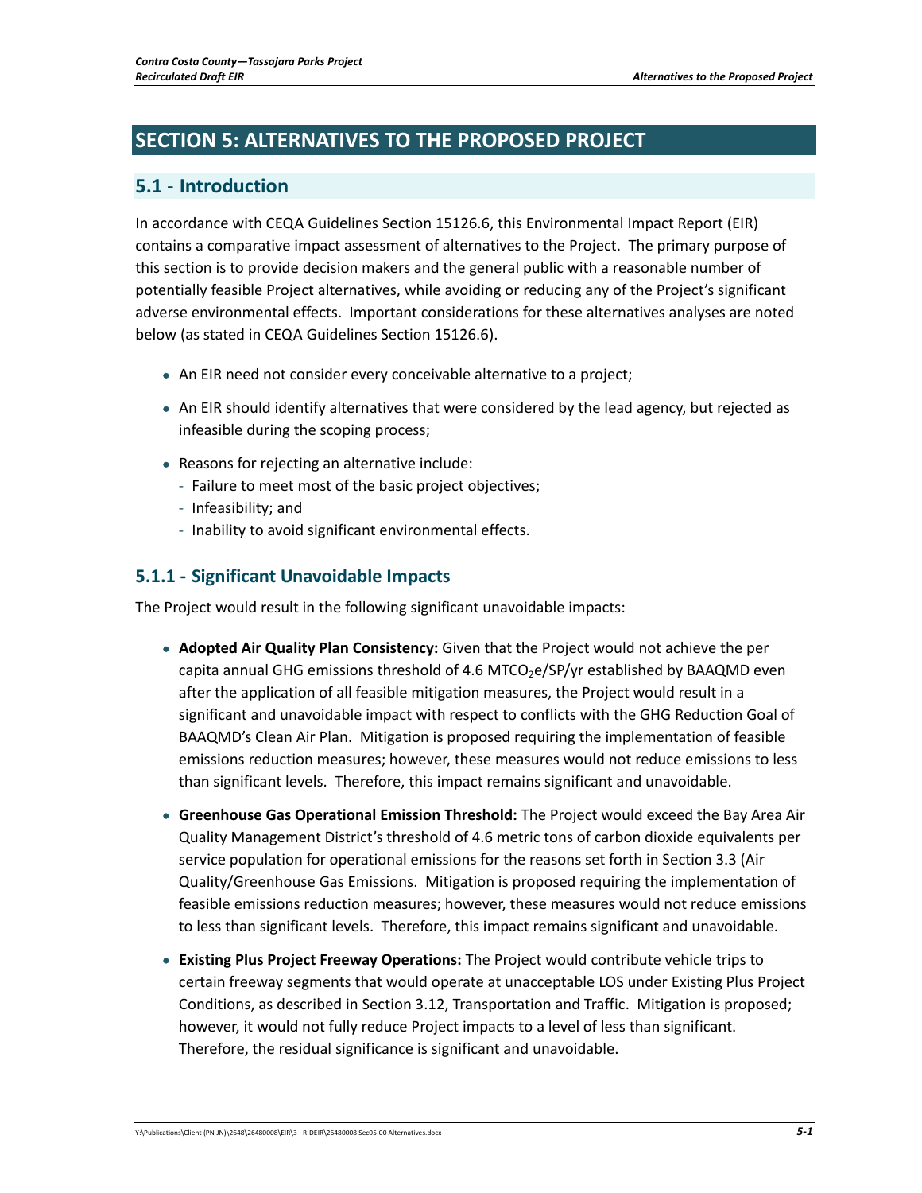# SECTION 5: ALTERNATIVES TO THE PROPOSED PROJECT

## 5.1 - Introduction

In accordance with CEQA Guidelines Section 15126.6, this Environmental Impact Report (EIR) contains a comparative impact assessment of alternatives to the Project. The primary purpose of this section is to provide decision makers and the general public with a reasonable number of potentially feasible Project alternatives, while avoiding or reducing any of the Project's significant adverse environmental effects. Important considerations for these alternatives analyses are noted below (as stated in CEQA Guidelines Section 15126.6).

- An EIR need not consider every conceivable alternative to a project;
- An EIR should identify alternatives that were considered by the lead agency, but rejected as infeasible during the scoping process;
- Reasons for rejecting an alternative include:
  - Failure to meet most of the basic project objectives;
  - Infeasibility; and
  - Inability to avoid significant environmental effects.

### 5.1.1 - Significant Unavoidable Impacts

The Project would result in the following significant unavoidable impacts:

- **Adopted Air Quality Plan Consistency:** Given that the Project would not achieve the per capita annual GHG emissions threshold of 4.6 $MTCO_2e$/SP/yr established by BAAQMD even after the application of all feasible mitigation measures, the Project would result in a significant and unavoidable impact with respect to conflicts with the GHG Reduction Goal of BAAQMD's Clean Air Plan. Mitigation is proposed requiring the implementation of feasible emissions reduction measures; however, these measures would not reduce emissions to less than significant levels. Therefore, this impact remains significant and unavoidable.
- **Greenhouse Gas Operational Emission Threshold:** The Project would exceed the Bay Area Air Quality Management District's threshold of 4.6 metric tons of carbon dioxide equivalents per service population for operational emissions for the reasons set forth in Section 3.3 (Air Quality/Greenhouse Gas Emissions. Mitigation is proposed requiring the implementation of feasible emissions reduction measures; however, these measures would not reduce emissions to less than significant levels. Therefore, this impact remains significant and unavoidable.
- **Existing Plus Project Freeway Operations:** The Project would contribute vehicle trips to certain freeway segments that would operate at unacceptable LOS under Existing Plus Project Conditions, as described in Section 3.12, Transportation and Traffic. Mitigation is proposed; however, it would not fully reduce Project impacts to a level of less than significant. Therefore, the residual significance is significant and unavoidable.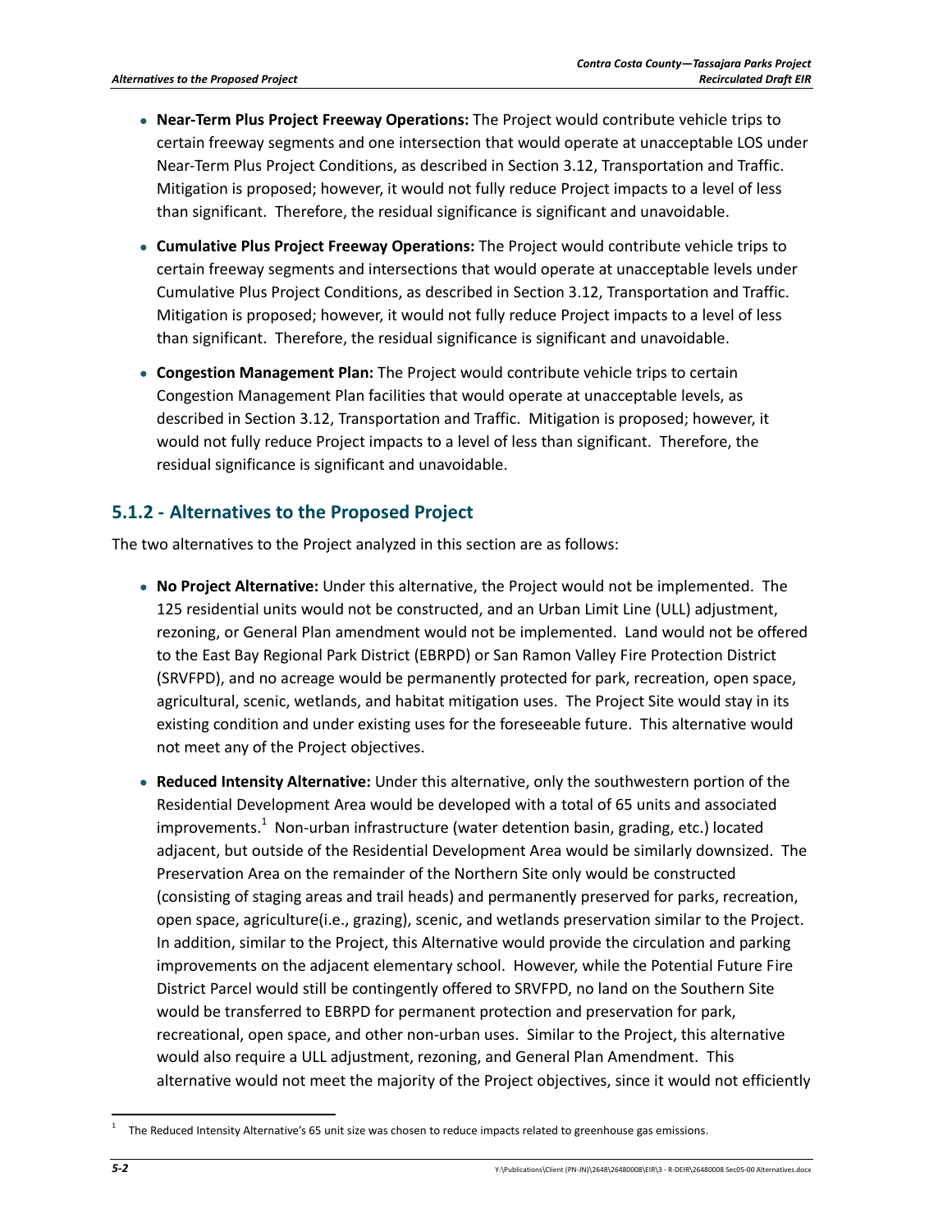- **Near-Term Plus Project Freeway Operations:** The Project would contribute vehicle trips to certain freeway segments and one intersection that would operate at unacceptable LOS under Near-Term Plus Project Conditions, as described in Section 3.12, Transportation and Traffic. Mitigation is proposed; however, it would not fully reduce Project impacts to a level of less than significant. Therefore, the residual significance is significant and unavoidable.
- **Cumulative Plus Project Freeway Operations:** The Project would contribute vehicle trips to certain freeway segments and intersections that would operate at unacceptable levels under Cumulative Plus Project Conditions, as described in Section 3.12, Transportation and Traffic. Mitigation is proposed; however, it would not fully reduce Project impacts to a level of less than significant. Therefore, the residual significance is significant and unavoidable.
- **Congestion Management Plan:** The Project would contribute vehicle trips to certain Congestion Management Plan facilities that would operate at unacceptable levels, as described in Section 3.12, Transportation and Traffic. Mitigation is proposed; however, it would not fully reduce Project impacts to a level of less than significant. Therefore, the residual significance is significant and unavoidable.

## 5.1.2 - Alternatives to the Proposed Project

The two alternatives to the Project analyzed in this section are as follows:

- **No Project Alternative:** Under this alternative, the Project would not be implemented. The 125 residential units would not be constructed, and an Urban Limit Line (ULL) adjustment, rezoning, or General Plan amendment would not be implemented. Land would not be offered to the East Bay Regional Park District (EBRPD) or San Ramon Valley Fire Protection District (SRVFPD), and no acreage would be permanently protected for park, recreation, open space, agricultural, scenic, wetlands, and habitat mitigation uses. The Project Site would stay in its existing condition and under existing uses for the foreseeable future. This alternative would not meet any of the Project objectives.
- **Reduced Intensity Alternative:** Under this alternative, only the southwestern portion of the Residential Development Area would be developed with a total of 65 units and associated improvements.[1] Non-urban infrastructure (water detention basin, grading, etc.) located adjacent, but outside of the Residential Development Area would be similarly downsized. The Preservation Area on the remainder of the Northern Site only would be constructed (consisting of staging areas and trail heads) and permanently preserved for parks, recreation, open space, agriculture(i.e., grazing), scenic, and wetlands preservation similar to the Project. In addition, similar to the Project, this Alternative would provide the circulation and parking improvements on the adjacent elementary school. However, while the Potential Future Fire District Parcel would still be contingently offered to SRVFPD, no land on the Southern Site would be transferred to EBRPD for permanent protection and preservation for park, recreational, open space, and other non-urban uses. Similar to the Project, this alternative would also require a ULL adjustment, rezoning, and General Plan Amendment. This alternative would not meet the majority of the Project objectives, since it would not efficiently

[1] The Reduced Intensity Alternative's 65 unit size was chosen to reduce impacts related to greenhouse gas emissions.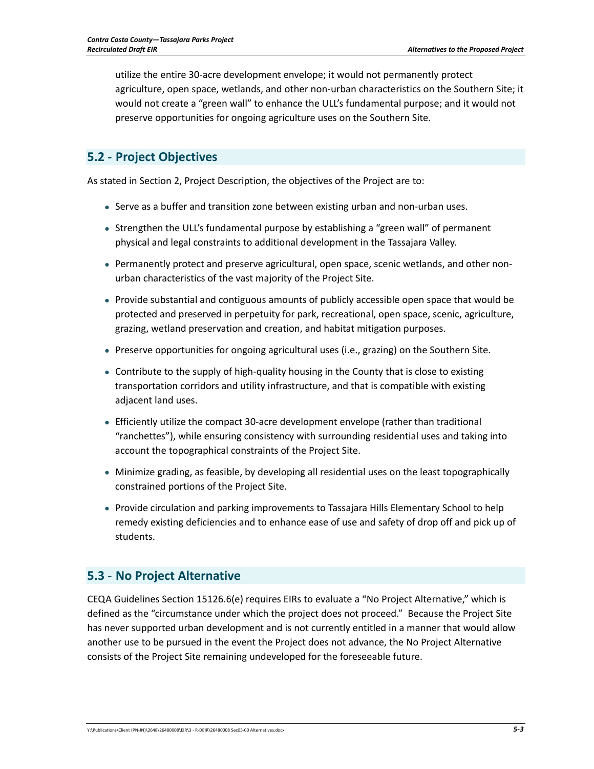utilize the entire 30-acre development envelope; it would not permanently protect agriculture, open space, wetlands, and other non-urban characteristics on the Southern Site; it would not create a "green wall" to enhance the ULL's fundamental purpose; and it would not preserve opportunities for ongoing agriculture uses on the Southern Site.

## 5.2 - Project Objectives

As stated in Section 2, Project Description, the objectives of the Project are to:

- Serve as a buffer and transition zone between existing urban and non-urban uses.
- Strengthen the ULL's fundamental purpose by establishing a "green wall" of permanent physical and legal constraints to additional development in the Tassajara Valley.
- Permanently protect and preserve agricultural, open space, scenic wetlands, and other non-urban characteristics of the vast majority of the Project Site.
- Provide substantial and contiguous amounts of publicly accessible open space that would be protected and preserved in perpetuity for park, recreational, open space, scenic, agriculture, grazing, wetland preservation and creation, and habitat mitigation purposes.
- Preserve opportunities for ongoing agricultural uses (i.e., grazing) on the Southern Site.
- Contribute to the supply of high-quality housing in the County that is close to existing transportation corridors and utility infrastructure, and that is compatible with existing adjacent land uses.
- Efficiently utilize the compact 30-acre development envelope (rather than traditional "ranchettes"), while ensuring consistency with surrounding residential uses and taking into account the topographical constraints of the Project Site.
- Minimize grading, as feasible, by developing all residential uses on the least topographically constrained portions of the Project Site.
- Provide circulation and parking improvements to Tassajara Hills Elementary School to help remedy existing deficiencies and to enhance ease of use and safety of drop off and pick up of students.

## 5.3 - No Project Alternative

CEQA Guidelines Section 15126.6(e) requires EIRs to evaluate a "No Project Alternative," which is defined as the "circumstance under which the project does not proceed." Because the Project Site has never supported urban development and is not currently entitled in a manner that would allow another use to be pursued in the event the Project does not advance, the No Project Alternative consists of the Project Site remaining undeveloped for the foreseeable future.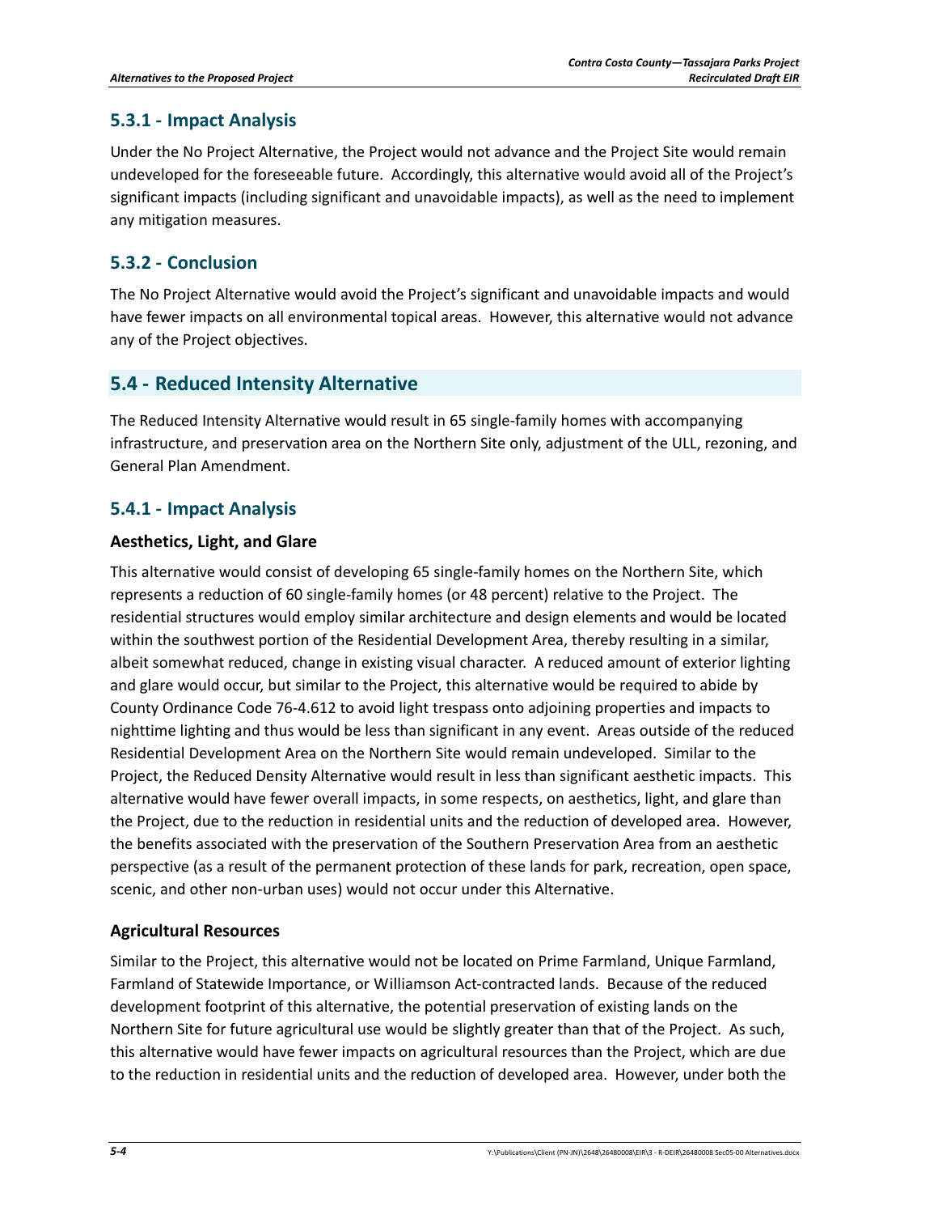### 5.3.1 - Impact Analysis

Under the No Project Alternative, the Project would not advance and the Project Site would remain undeveloped for the foreseeable future. Accordingly, this alternative would avoid all of the Project's significant impacts (including significant and unavoidable impacts), as well as the need to implement any mitigation measures.

### 5.3.2 - Conclusion

The No Project Alternative would avoid the Project's significant and unavoidable impacts and would have fewer impacts on all environmental topical areas. However, this alternative would not advance any of the Project objectives.

## 5.4 - Reduced Intensity Alternative

The Reduced Intensity Alternative would result in 65 single-family homes with accompanying infrastructure, and preservation area on the Northern Site only, adjustment of the ULL, rezoning, and General Plan Amendment.

### 5.4.1 - Impact Analysis

#### Aesthetics, Light, and Glare

This alternative would consist of developing 65 single-family homes on the Northern Site, which represents a reduction of 60 single-family homes (or 48 percent) relative to the Project. The residential structures would employ similar architecture and design elements and would be located within the southwest portion of the Residential Development Area, thereby resulting in a similar, albeit somewhat reduced, change in existing visual character. A reduced amount of exterior lighting and glare would occur, but similar to the Project, this alternative would be required to abide by County Ordinance Code 76-4.612 to avoid light trespass onto adjoining properties and impacts to nighttime lighting and thus would be less than significant in any event. Areas outside of the reduced Residential Development Area on the Northern Site would remain undeveloped. Similar to the Project, the Reduced Density Alternative would result in less than significant aesthetic impacts. This alternative would have fewer overall impacts, in some respects, on aesthetics, light, and glare than the Project, due to the reduction in residential units and the reduction of developed area. However, the benefits associated with the preservation of the Southern Preservation Area from an aesthetic perspective (as a result of the permanent protection of these lands for park, recreation, open space, scenic, and other non-urban uses) would not occur under this Alternative.

#### Agricultural Resources

Similar to the Project, this alternative would not be located on Prime Farmland, Unique Farmland, Farmland of Statewide Importance, or Williamson Act-contracted lands. Because of the reduced development footprint of this alternative, the potential preservation of existing lands on the Northern Site for future agricultural use would be slightly greater than that of the Project. As such, this alternative would have fewer impacts on agricultural resources than the Project, which are due to the reduction in residential units and the reduction of developed area. However, under both the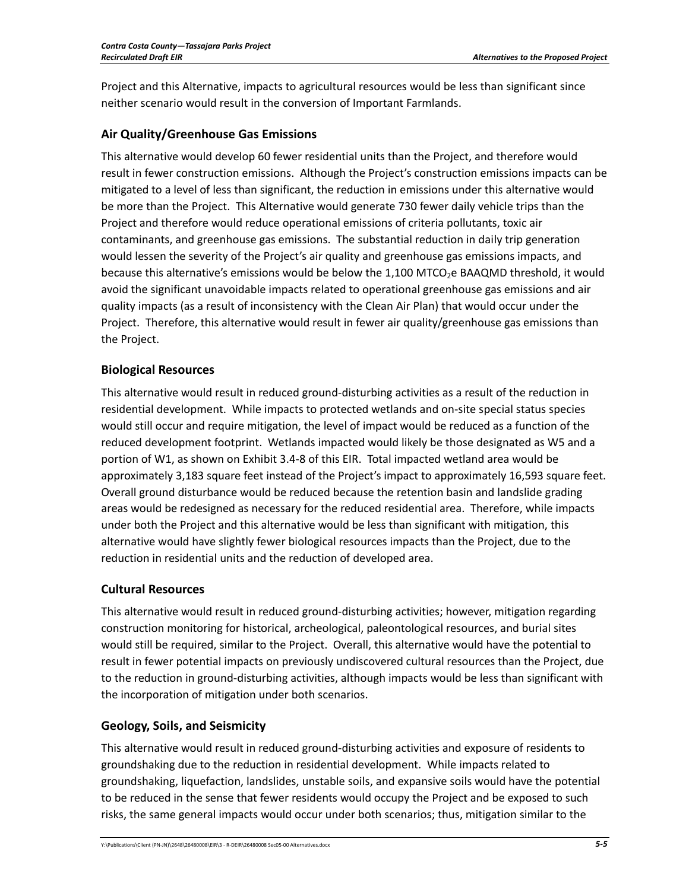Project and this Alternative, impacts to agricultural resources would be less than significant since neither scenario would result in the conversion of Important Farmlands.

### Air Quality/Greenhouse Gas Emissions

This alternative would develop 60 fewer residential units than the Project, and therefore would result in fewer construction emissions. Although the Project's construction emissions impacts can be mitigated to a level of less than significant, the reduction in emissions under this alternative would be more than the Project. This Alternative would generate 730 fewer daily vehicle trips than the Project and therefore would reduce operational emissions of criteria pollutants, toxic air contaminants, and greenhouse gas emissions. The substantial reduction in daily trip generation would lessen the severity of the Project's air quality and greenhouse gas emissions impacts, and because this alternative's emissions would be below the 1,100 $MTCO_2e$ BAAQMD threshold, it would avoid the significant unavoidable impacts related to operational greenhouse gas emissions and air quality impacts (as a result of inconsistency with the Clean Air Plan) that would occur under the Project. Therefore, this alternative would result in fewer air quality/greenhouse gas emissions than the Project.

### Biological Resources

This alternative would result in reduced ground-disturbing activities as a result of the reduction in residential development. While impacts to protected wetlands and on-site special status species would still occur and require mitigation, the level of impact would be reduced as a function of the reduced development footprint. Wetlands impacted would likely be those designated as W5 and a portion of W1, as shown on Exhibit 3.4-8 of this EIR. Total impacted wetland area would be approximately 3,183 square feet instead of the Project's impact to approximately 16,593 square feet. Overall ground disturbance would be reduced because the retention basin and landslide grading areas would be redesigned as necessary for the reduced residential area. Therefore, while impacts under both the Project and this alternative would be less than significant with mitigation, this alternative would have slightly fewer biological resources impacts than the Project, due to the reduction in residential units and the reduction of developed area.

### Cultural Resources

This alternative would result in reduced ground-disturbing activities; however, mitigation regarding construction monitoring for historical, archeological, paleontological resources, and burial sites would still be required, similar to the Project. Overall, this alternative would have the potential to result in fewer potential impacts on previously undiscovered cultural resources than the Project, due to the reduction in ground-disturbing activities, although impacts would be less than significant with the incorporation of mitigation under both scenarios.

### Geology, Soils, and Seismicity

This alternative would result in reduced ground-disturbing activities and exposure of residents to groundshaking due to the reduction in residential development. While impacts related to groundshaking, liquefaction, landslides, unstable soils, and expansive soils would have the potential to be reduced in the sense that fewer residents would occupy the Project and be exposed to such risks, the same general impacts would occur under both scenarios; thus, mitigation similar to the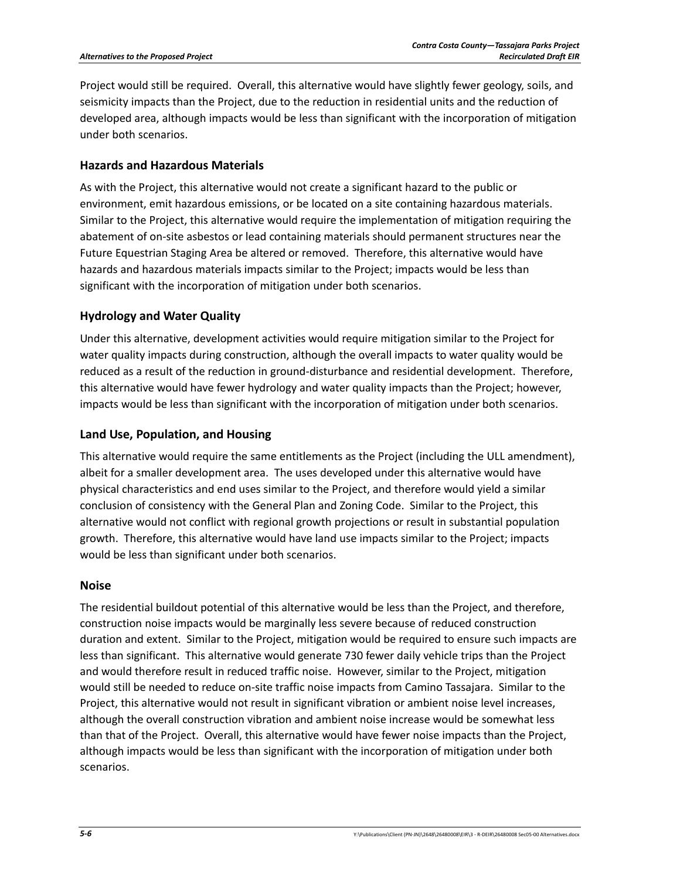Project would still be required. Overall, this alternative would have slightly fewer geology, soils, and seismicity impacts than the Project, due to the reduction in residential units and the reduction of developed area, although impacts would be less than significant with the incorporation of mitigation under both scenarios.

### Hazards and Hazardous Materials

As with the Project, this alternative would not create a significant hazard to the public or environment, emit hazardous emissions, or be located on a site containing hazardous materials. Similar to the Project, this alternative would require the implementation of mitigation requiring the abatement of on-site asbestos or lead containing materials should permanent structures near the Future Equestrian Staging Area be altered or removed. Therefore, this alternative would have hazards and hazardous materials impacts similar to the Project; impacts would be less than significant with the incorporation of mitigation under both scenarios.

### Hydrology and Water Quality

Under this alternative, development activities would require mitigation similar to the Project for water quality impacts during construction, although the overall impacts to water quality would be reduced as a result of the reduction in ground-disturbance and residential development. Therefore, this alternative would have fewer hydrology and water quality impacts than the Project; however, impacts would be less than significant with the incorporation of mitigation under both scenarios.

### Land Use, Population, and Housing

This alternative would require the same entitlements as the Project (including the ULL amendment), albeit for a smaller development area. The uses developed under this alternative would have physical characteristics and end uses similar to the Project, and therefore would yield a similar conclusion of consistency with the General Plan and Zoning Code. Similar to the Project, this alternative would not conflict with regional growth projections or result in substantial population growth. Therefore, this alternative would have land use impacts similar to the Project; impacts would be less than significant under both scenarios.

### Noise

The residential buildout potential of this alternative would be less than the Project, and therefore, construction noise impacts would be marginally less severe because of reduced construction duration and extent. Similar to the Project, mitigation would be required to ensure such impacts are less than significant. This alternative would generate 730 fewer daily vehicle trips than the Project and would therefore result in reduced traffic noise. However, similar to the Project, mitigation would still be needed to reduce on-site traffic noise impacts from Camino Tassajara. Similar to the Project, this alternative would not result in significant vibration or ambient noise level increases, although the overall construction vibration and ambient noise increase would be somewhat less than that of the Project. Overall, this alternative would have fewer noise impacts than the Project, although impacts would be less than significant with the incorporation of mitigation under both scenarios.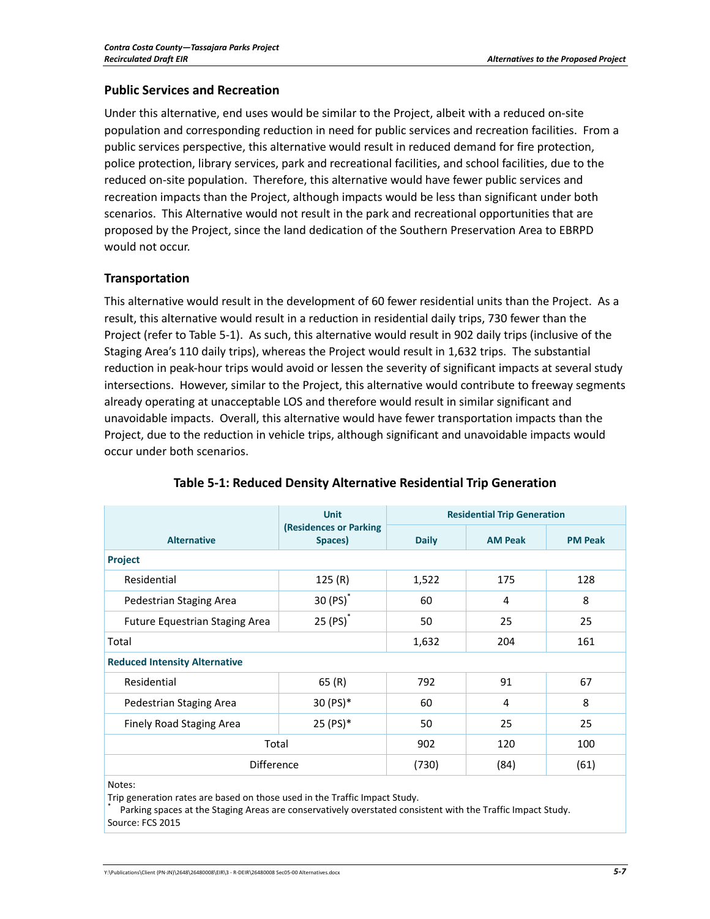### Public Services and Recreation

Under this alternative, end uses would be similar to the Project, albeit with a reduced on-site population and corresponding reduction in need for public services and recreation facilities. From a public services perspective, this alternative would result in reduced demand for fire protection, police protection, library services, park and recreational facilities, and school facilities, due to the reduced on-site population. Therefore, this alternative would have fewer public services and recreation impacts than the Project, although impacts would be less than significant under both scenarios. This Alternative would not result in the park and recreational opportunities that are proposed by the Project, since the land dedication of the Southern Preservation Area to EBRPD would not occur.

### Transportation

This alternative would result in the development of 60 fewer residential units than the Project. As a result, this alternative would result in a reduction in residential daily trips, 730 fewer than the Project (refer to Table 5-1). As such, this alternative would result in 902 daily trips (inclusive of the Staging Area's 110 daily trips), whereas the Project would result in 1,632 trips. The substantial reduction in peak-hour trips would avoid or lessen the severity of significant impacts at several study intersections. However, similar to the Project, this alternative would contribute to freeway segments already operating at unacceptable LOS and therefore would result in similar significant and unavoidable impacts. Overall, this alternative would have fewer transportation impacts than the Project, due to the reduction in vehicle trips, although significant and unavoidable impacts would occur under both scenarios.

**Table 5-1: Reduced Density Alternative Residential Trip Generation**

| Alternative | Unit (Residences or Parking Spaces) | Residential Trip Generation | | |
|---|---|---|---|---|
| | | Daily | AM Peak | PM Peak |
| **Project** | | | | |
| Residential | 125 (R) | 1,522 | 175 | 128 |
| Pedestrian Staging Area | 30 (PS)* | 60 | 4 | 8 |
| Future Equestrian Staging Area | 25 (PS)* | 50 | 25 | 25 |
| Total | | 1,632 | 204 | 161 |
| **Reduced Intensity Alternative** | | | | |
| Residential | 65 (R) | 792 | 91 | 67 |
| Pedestrian Staging Area | 30 (PS)* | 60 | 4 | 8 |
| Finely Road Staging Area | 25 (PS)* | 50 | 25 | 25 |
| Total | | 902 | 120 | 100 |
| Difference | | (730) | (84) | (61) |

Notes:
Trip generation rates are based on those used in the Traffic Impact Study.
* Parking spaces at the Staging Areas are conservatively overstated consistent with the Traffic Impact Study.
Source: FCS 2015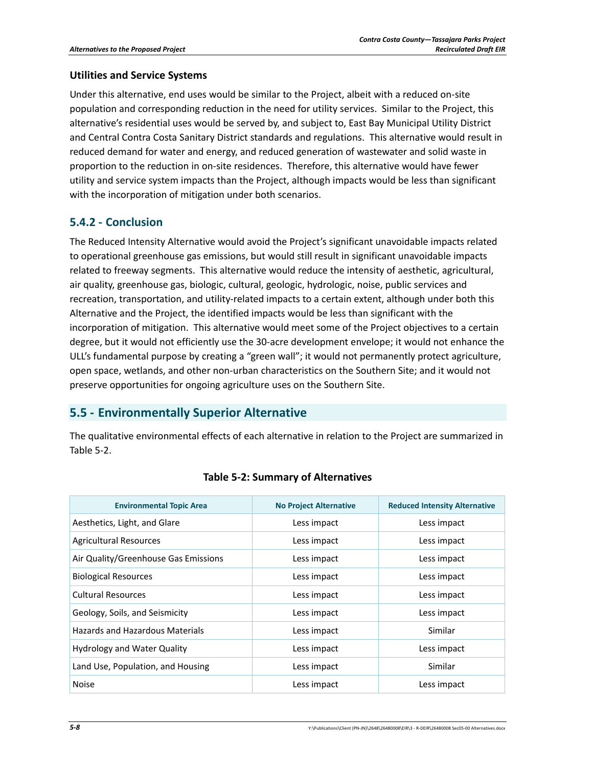### Utilities and Service Systems

Under this alternative, end uses would be similar to the Project, albeit with a reduced on-site population and corresponding reduction in the need for utility services. Similar to the Project, this alternative's residential uses would be served by, and subject to, East Bay Municipal Utility District and Central Contra Costa Sanitary District standards and regulations. This alternative would result in reduced demand for water and energy, and reduced generation of wastewater and solid waste in proportion to the reduction in on-site residences. Therefore, this alternative would have fewer utility and service system impacts than the Project, although impacts would be less than significant with the incorporation of mitigation under both scenarios.

## 5.4.2 - Conclusion

The Reduced Intensity Alternative would avoid the Project's significant unavoidable impacts related to operational greenhouse gas emissions, but would still result in significant unavoidable impacts related to freeway segments. This alternative would reduce the intensity of aesthetic, agricultural, air quality, greenhouse gas, biologic, cultural, geologic, hydrologic, noise, public services and recreation, transportation, and utility-related impacts to a certain extent, although under both this Alternative and the Project, the identified impacts would be less than significant with the incorporation of mitigation. This alternative would meet some of the Project objectives to a certain degree, but it would not efficiently use the 30-acre development envelope; it would not enhance the ULL's fundamental purpose by creating a "green wall"; it would not permanently protect agriculture, open space, wetlands, and other non-urban characteristics on the Southern Site; and it would not preserve opportunities for ongoing agriculture uses on the Southern Site.

# 5.5 - Environmentally Superior Alternative

The qualitative environmental effects of each alternative in relation to the Project are summarized in Table 5-2.

**Table 5-2: Summary of Alternatives**

| Environmental Topic Area | No Project Alternative | Reduced Intensity Alternative |
|---|---|---|
| Aesthetics, Light, and Glare | Less impact | Less impact |
| Agricultural Resources | Less impact | Less impact |
| Air Quality/Greenhouse Gas Emissions | Less impact | Less impact |
| Biological Resources | Less impact | Less impact |
| Cultural Resources | Less impact | Less impact |
| Geology, Soils, and Seismicity | Less impact | Less impact |
| Hazards and Hazardous Materials | Less impact | Similar |
| Hydrology and Water Quality | Less impact | Less impact |
| Land Use, Population, and Housing | Less impact | Similar |
| Noise | Less impact | Less impact |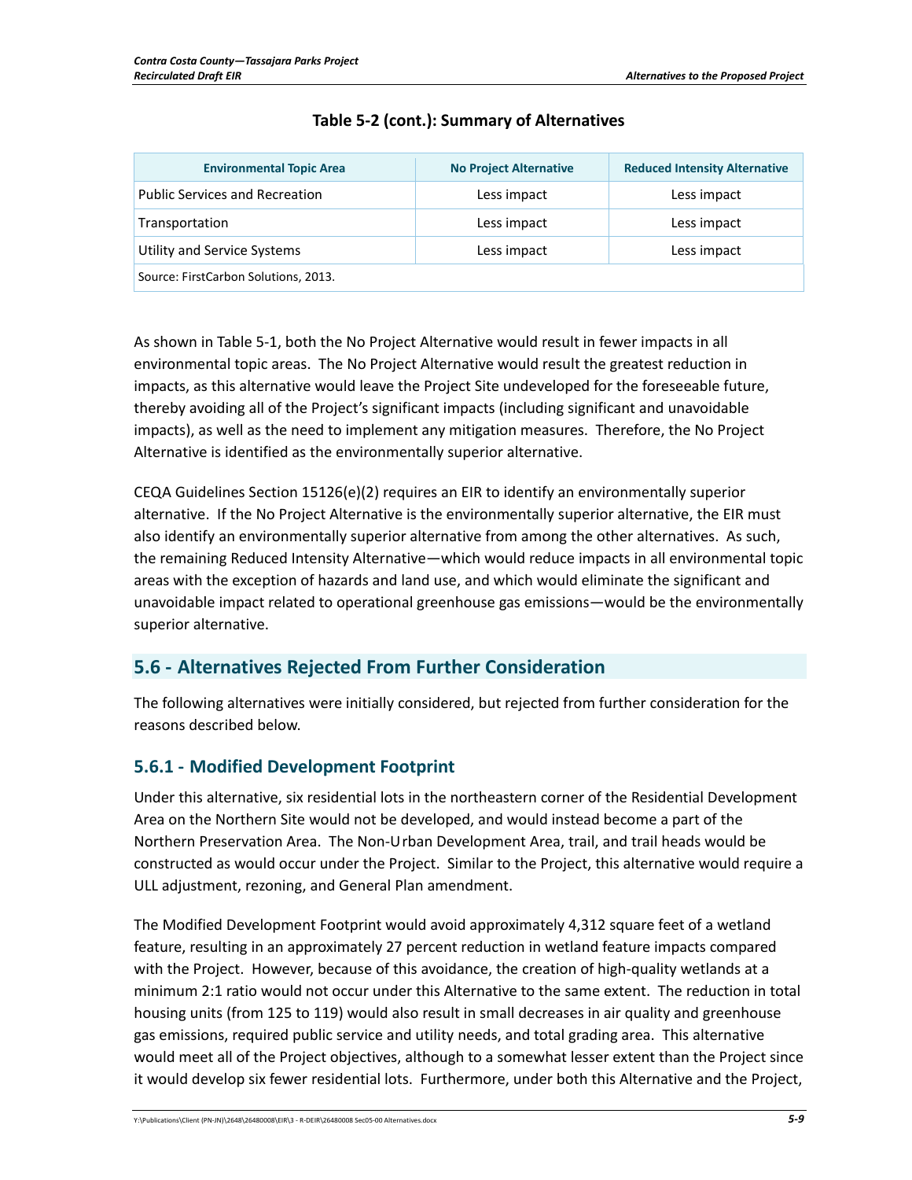**Table 5-2 (cont.): Summary of Alternatives**

| Environmental Topic Area | No Project Alternative | Reduced Intensity Alternative |
|---|---|---|
| Public Services and Recreation | Less impact | Less impact |
| Transportation | Less impact | Less impact |
| Utility and Service Systems | Less impact | Less impact |
| Source: FirstCarbon Solutions, 2013. | | |

As shown in Table 5-1, both the No Project Alternative would result in fewer impacts in all environmental topic areas. The No Project Alternative would result the greatest reduction in impacts, as this alternative would leave the Project Site undeveloped for the foreseeable future, thereby avoiding all of the Project's significant impacts (including significant and unavoidable impacts), as well as the need to implement any mitigation measures. Therefore, the No Project Alternative is identified as the environmentally superior alternative.

CEQA Guidelines Section 15126(e)(2) requires an EIR to identify an environmentally superior alternative. If the No Project Alternative is the environmentally superior alternative, the EIR must also identify an environmentally superior alternative from among the other alternatives. As such, the remaining Reduced Intensity Alternative—which would reduce impacts in all environmental topic areas with the exception of hazards and land use, and which would eliminate the significant and unavoidable impact related to operational greenhouse gas emissions—would be the environmentally superior alternative.

## 5.6 - Alternatives Rejected From Further Consideration

The following alternatives were initially considered, but rejected from further consideration for the reasons described below.

### 5.6.1 - Modified Development Footprint

Under this alternative, six residential lots in the northeastern corner of the Residential Development Area on the Northern Site would not be developed, and would instead become a part of the Northern Preservation Area. The Non-Urban Development Area, trail, and trail heads would be constructed as would occur under the Project. Similar to the Project, this alternative would require a ULL adjustment, rezoning, and General Plan amendment.

The Modified Development Footprint would avoid approximately 4,312 square feet of a wetland feature, resulting in an approximately 27 percent reduction in wetland feature impacts compared with the Project. However, because of this avoidance, the creation of high-quality wetlands at a minimum 2:1 ratio would not occur under this Alternative to the same extent. The reduction in total housing units (from 125 to 119) would also result in small decreases in air quality and greenhouse gas emissions, required public service and utility needs, and total grading area. This alternative would meet all of the Project objectives, although to a somewhat lesser extent than the Project since it would develop six fewer residential lots. Furthermore, under both this Alternative and the Project,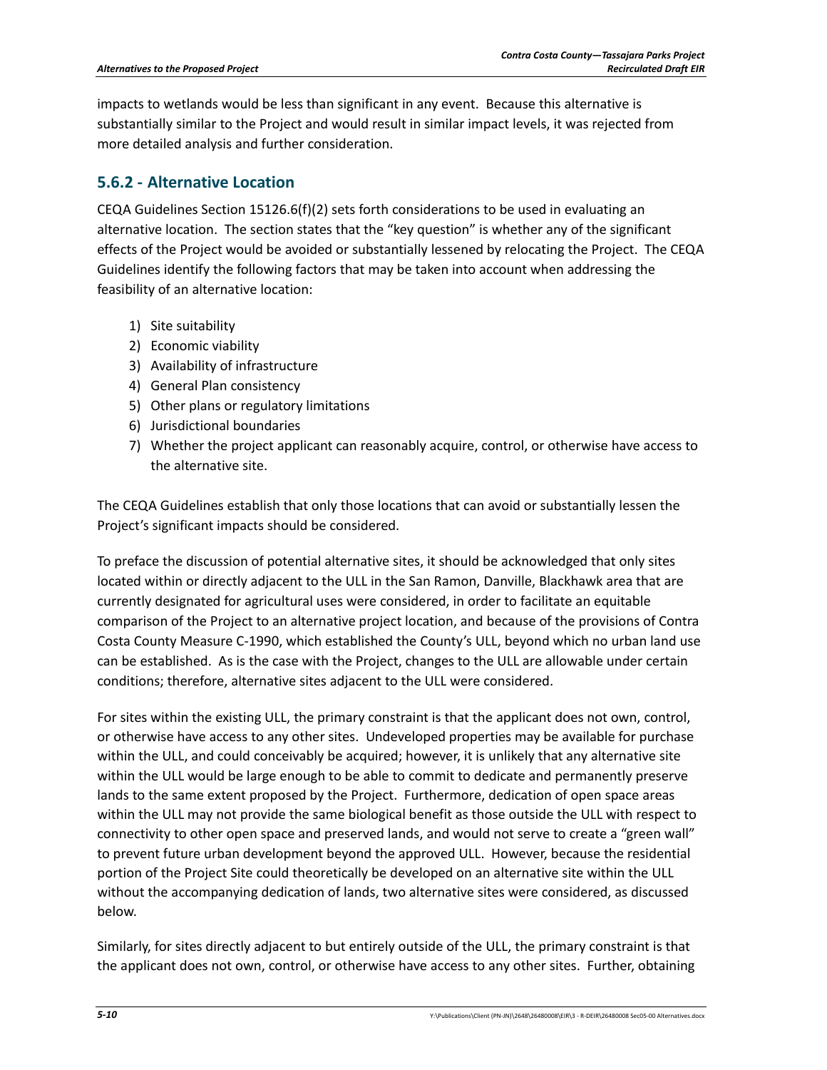impacts to wetlands would be less than significant in any event. Because this alternative is substantially similar to the Project and would result in similar impact levels, it was rejected from more detailed analysis and further consideration.

## 5.6.2 - Alternative Location

CEQA Guidelines Section 15126.6(f)(2) sets forth considerations to be used in evaluating an alternative location. The section states that the "key question" is whether any of the significant effects of the Project would be avoided or substantially lessened by relocating the Project. The CEQA Guidelines identify the following factors that may be taken into account when addressing the feasibility of an alternative location:

1) Site suitability
2) Economic viability
3) Availability of infrastructure
4) General Plan consistency
5) Other plans or regulatory limitations
6) Jurisdictional boundaries
7) Whether the project applicant can reasonably acquire, control, or otherwise have access to the alternative site.

The CEQA Guidelines establish that only those locations that can avoid or substantially lessen the Project's significant impacts should be considered.

To preface the discussion of potential alternative sites, it should be acknowledged that only sites located within or directly adjacent to the ULL in the San Ramon, Danville, Blackhawk area that are currently designated for agricultural uses were considered, in order to facilitate an equitable comparison of the Project to an alternative project location, and because of the provisions of Contra Costa County Measure C-1990, which established the County's ULL, beyond which no urban land use can be established. As is the case with the Project, changes to the ULL are allowable under certain conditions; therefore, alternative sites adjacent to the ULL were considered.

For sites within the existing ULL, the primary constraint is that the applicant does not own, control, or otherwise have access to any other sites. Undeveloped properties may be available for purchase within the ULL, and could conceivably be acquired; however, it is unlikely that any alternative site within the ULL would be large enough to be able to commit to dedicate and permanently preserve lands to the same extent proposed by the Project. Furthermore, dedication of open space areas within the ULL may not provide the same biological benefit as those outside the ULL with respect to connectivity to other open space and preserved lands, and would not serve to create a "green wall" to prevent future urban development beyond the approved ULL. However, because the residential portion of the Project Site could theoretically be developed on an alternative site within the ULL without the accompanying dedication of lands, two alternative sites were considered, as discussed below.

Similarly, for sites directly adjacent to but entirely outside of the ULL, the primary constraint is that the applicant does not own, control, or otherwise have access to any other sites. Further, obtaining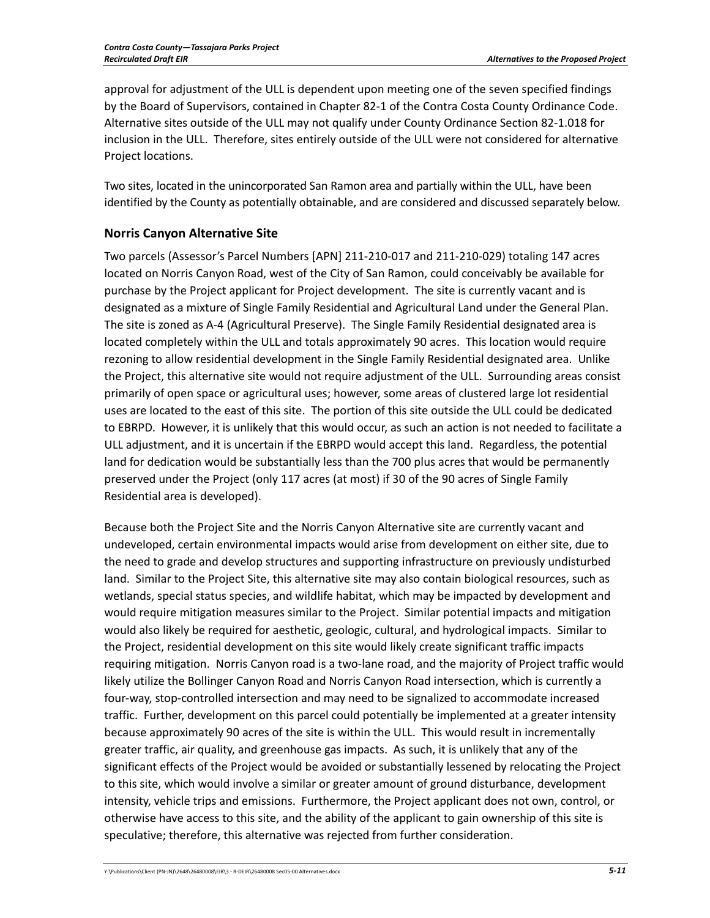approval for adjustment of the ULL is dependent upon meeting one of the seven specified findings by the Board of Supervisors, contained in Chapter 82-1 of the Contra Costa County Ordinance Code. Alternative sites outside of the ULL may not qualify under County Ordinance Section 82-1.018 for inclusion in the ULL. Therefore, sites entirely outside of the ULL were not considered for alternative Project locations.

Two sites, located in the unincorporated San Ramon area and partially within the ULL, have been identified by the County as potentially obtainable, and are considered and discussed separately below.

### Norris Canyon Alternative Site

Two parcels (Assessor's Parcel Numbers [APN] 211-210-017 and 211-210-029) totaling 147 acres located on Norris Canyon Road, west of the City of San Ramon, could conceivably be available for purchase by the Project applicant for Project development. The site is currently vacant and is designated as a mixture of Single Family Residential and Agricultural Land under the General Plan. The site is zoned as A-4 (Agricultural Preserve). The Single Family Residential designated area is located completely within the ULL and totals approximately 90 acres. This location would require rezoning to allow residential development in the Single Family Residential designated area. Unlike the Project, this alternative site would not require adjustment of the ULL. Surrounding areas consist primarily of open space or agricultural uses; however, some areas of clustered large lot residential uses are located to the east of this site. The portion of this site outside the ULL could be dedicated to EBRPD. However, it is unlikely that this would occur, as such an action is not needed to facilitate a ULL adjustment, and it is uncertain if the EBRPD would accept this land. Regardless, the potential land for dedication would be substantially less than the 700 plus acres that would be permanently preserved under the Project (only 117 acres (at most) if 30 of the 90 acres of Single Family Residential area is developed).

Because both the Project Site and the Norris Canyon Alternative site are currently vacant and undeveloped, certain environmental impacts would arise from development on either site, due to the need to grade and develop structures and supporting infrastructure on previously undisturbed land. Similar to the Project Site, this alternative site may also contain biological resources, such as wetlands, special status species, and wildlife habitat, which may be impacted by development and would require mitigation measures similar to the Project. Similar potential impacts and mitigation would also likely be required for aesthetic, geologic, cultural, and hydrological impacts. Similar to the Project, residential development on this site would likely create significant traffic impacts requiring mitigation. Norris Canyon road is a two-lane road, and the majority of Project traffic would likely utilize the Bollinger Canyon Road and Norris Canyon Road intersection, which is currently a four-way, stop-controlled intersection and may need to be signalized to accommodate increased traffic. Further, development on this parcel could potentially be implemented at a greater intensity because approximately 90 acres of the site is within the ULL. This would result in incrementally greater traffic, air quality, and greenhouse gas impacts. As such, it is unlikely that any of the significant effects of the Project would be avoided or substantially lessened by relocating the Project to this site, which would involve a similar or greater amount of ground disturbance, development intensity, vehicle trips and emissions. Furthermore, the Project applicant does not own, control, or otherwise have access to this site, and the ability of the applicant to gain ownership of this site is speculative; therefore, this alternative was rejected from further consideration.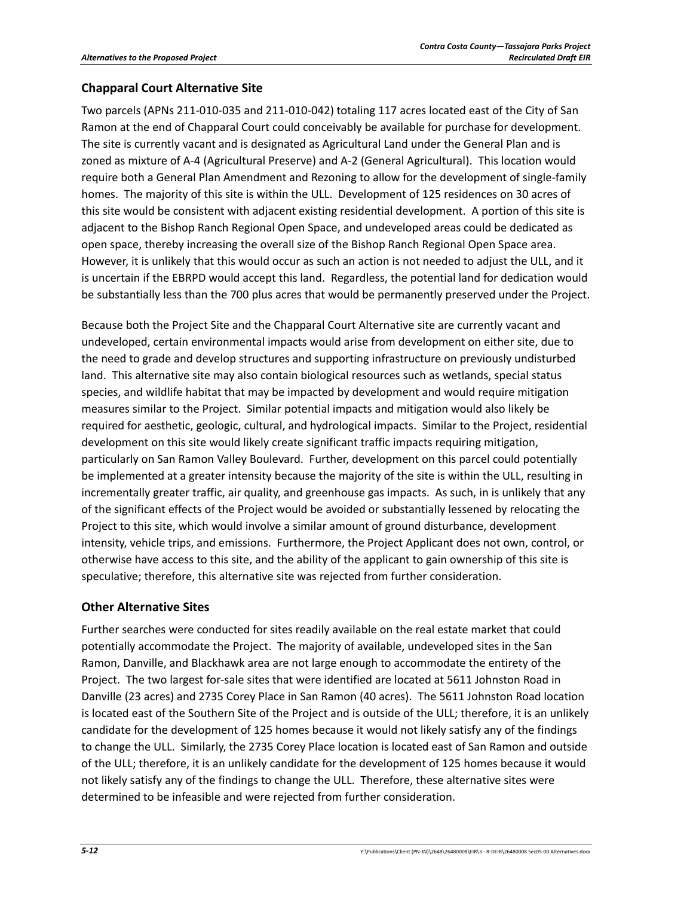## Chapparal Court Alternative Site

Two parcels (APNs 211-010-035 and 211-010-042) totaling 117 acres located east of the City of San Ramon at the end of Chapparal Court could conceivably be available for purchase for development. The site is currently vacant and is designated as Agricultural Land under the General Plan and is zoned as mixture of A-4 (Agricultural Preserve) and A-2 (General Agricultural). This location would require both a General Plan Amendment and Rezoning to allow for the development of single-family homes. The majority of this site is within the ULL. Development of 125 residences on 30 acres of this site would be consistent with adjacent existing residential development. A portion of this site is adjacent to the Bishop Ranch Regional Open Space, and undeveloped areas could be dedicated as open space, thereby increasing the overall size of the Bishop Ranch Regional Open Space area. However, it is unlikely that this would occur as such an action is not needed to adjust the ULL, and it is uncertain if the EBRPD would accept this land. Regardless, the potential land for dedication would be substantially less than the 700 plus acres that would be permanently preserved under the Project.

Because both the Project Site and the Chapparal Court Alternative site are currently vacant and undeveloped, certain environmental impacts would arise from development on either site, due to the need to grade and develop structures and supporting infrastructure on previously undisturbed land. This alternative site may also contain biological resources such as wetlands, special status species, and wildlife habitat that may be impacted by development and would require mitigation measures similar to the Project. Similar potential impacts and mitigation would also likely be required for aesthetic, geologic, cultural, and hydrological impacts. Similar to the Project, residential development on this site would likely create significant traffic impacts requiring mitigation, particularly on San Ramon Valley Boulevard. Further, development on this parcel could potentially be implemented at a greater intensity because the majority of the site is within the ULL, resulting in incrementally greater traffic, air quality, and greenhouse gas impacts. As such, in is unlikely that any of the significant effects of the Project would be avoided or substantially lessened by relocating the Project to this site, which would involve a similar amount of ground disturbance, development intensity, vehicle trips, and emissions. Furthermore, the Project Applicant does not own, control, or otherwise have access to this site, and the ability of the applicant to gain ownership of this site is speculative; therefore, this alternative site was rejected from further consideration.

## Other Alternative Sites

Further searches were conducted for sites readily available on the real estate market that could potentially accommodate the Project. The majority of available, undeveloped sites in the San Ramon, Danville, and Blackhawk area are not large enough to accommodate the entirety of the Project. The two largest for-sale sites that were identified are located at 5611 Johnston Road in Danville (23 acres) and 2735 Corey Place in San Ramon (40 acres). The 5611 Johnston Road location is located east of the Southern Site of the Project and is outside of the ULL; therefore, it is an unlikely candidate for the development of 125 homes because it would not likely satisfy any of the findings to change the ULL. Similarly, the 2735 Corey Place location is located east of San Ramon and outside of the ULL; therefore, it is an unlikely candidate for the development of 125 homes because it would not likely satisfy any of the findings to change the ULL. Therefore, these alternative sites were determined to be infeasible and were rejected from further consideration.